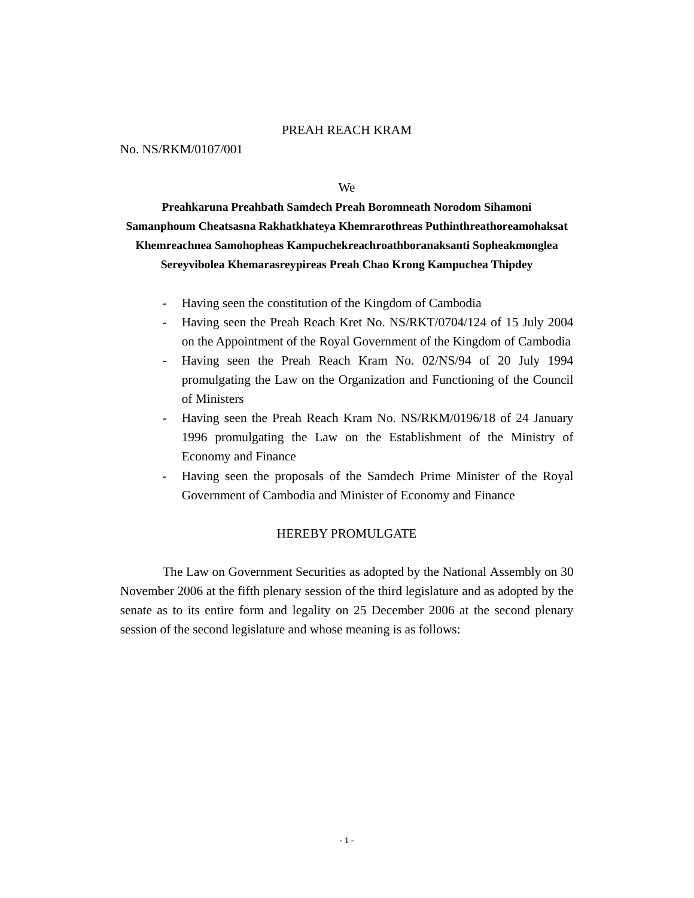PREAH REACH KRAM

No. NS/RKM/0107/001

We

**Preahkaruna Preahbath Samdech Preah Boromneath Norodom Sihamoni Samanphoum Cheatsasna Rakhatkhateya Khemrarothreas Puthinthreathoreamohaksat Khemreachnea Samohopheas Kampuchekreachroathboranaksanti Sopheakmonglea Sereyvibolea Khemarasreypireas Preah Chao Krong Kampuchea Thipdey**

- Having seen the constitution of the Kingdom of Cambodia
- Having seen the Preah Reach Kret No. NS/RKT/0704/124 of 15 July 2004 on the Appointment of the Royal Government of the Kingdom of Cambodia
- Having seen the Preah Reach Kram No. 02/NS/94 of 20 July 1994 promulgating the Law on the Organization and Functioning of the Council of Ministers
- Having seen the Preah Reach Kram No. NS/RKM/0196/18 of 24 January 1996 promulgating the Law on the Establishment of the Ministry of Economy and Finance
- Having seen the proposals of the Samdech Prime Minister of the Royal Government of Cambodia and Minister of Economy and Finance

HEREBY PROMULGATE

The Law on Government Securities as adopted by the National Assembly on 30 November 2006 at the fifth plenary session of the third legislature and as adopted by the senate as to its entire form and legality on 25 December 2006 at the second plenary session of the second legislature and whose meaning is as follows: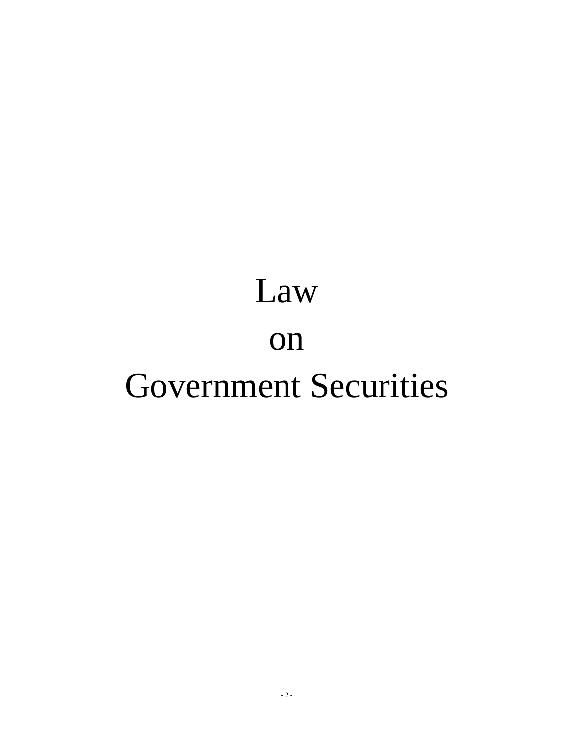# Law

# on

# Government Securities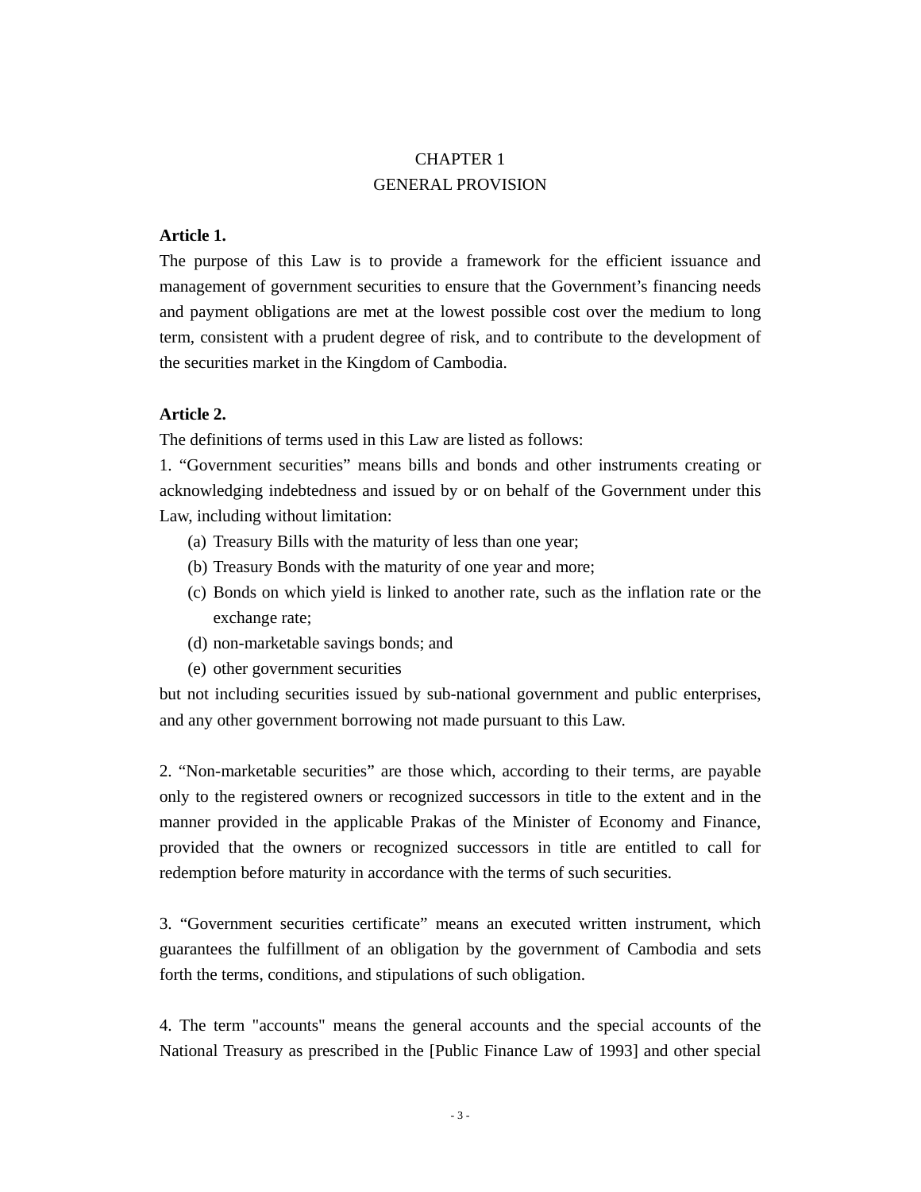# CHAPTER 1
# GENERAL PROVISION

**Article 1.**

The purpose of this Law is to provide a framework for the efficient issuance and management of government securities to ensure that the Government's financing needs and payment obligations are met at the lowest possible cost over the medium to long term, consistent with a prudent degree of risk, and to contribute to the development of the securities market in the Kingdom of Cambodia.

**Article 2.**

The definitions of terms used in this Law are listed as follows:

1. "Government securities" means bills and bonds and other instruments creating or acknowledging indebtedness and issued by or on behalf of the Government under this Law, including without limitation:

   (a) Treasury Bills with the maturity of less than one year;

   (b) Treasury Bonds with the maturity of one year and more;

   (c) Bonds on which yield is linked to another rate, such as the inflation rate or the exchange rate;

   (d) non-marketable savings bonds; and

   (e) other government securities

but not including securities issued by sub-national government and public enterprises, and any other government borrowing not made pursuant to this Law.

2. "Non-marketable securities" are those which, according to their terms, are payable only to the registered owners or recognized successors in title to the extent and in the manner provided in the applicable Prakas of the Minister of Economy and Finance, provided that the owners or recognized successors in title are entitled to call for redemption before maturity in accordance with the terms of such securities.

3. "Government securities certificate" means an executed written instrument, which guarantees the fulfillment of an obligation by the government of Cambodia and sets forth the terms, conditions, and stipulations of such obligation.

4. The term "accounts" means the general accounts and the special accounts of the National Treasury as prescribed in the [Public Finance Law of 1993] and other special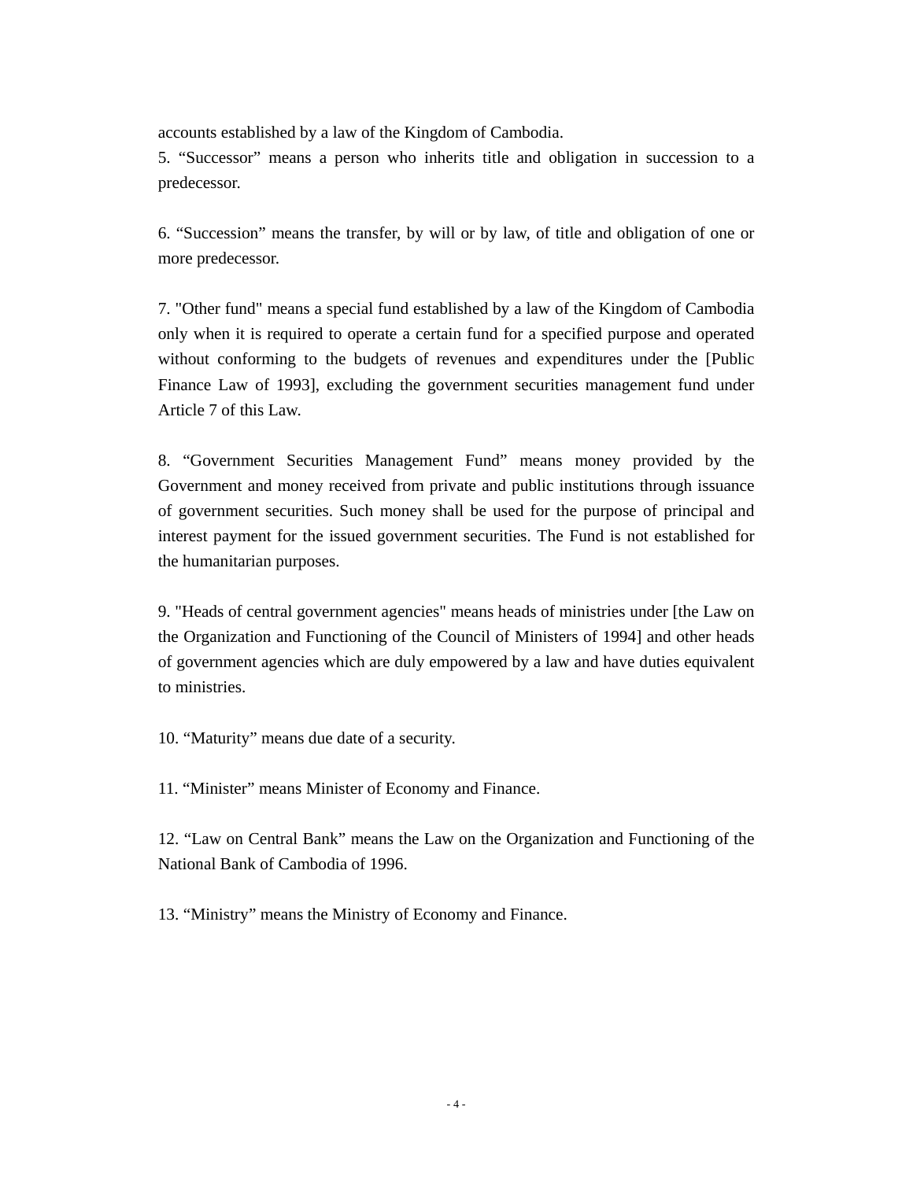accounts established by a law of the Kingdom of Cambodia.

5. “Successor” means a person who inherits title and obligation in succession to a predecessor.

6. “Succession” means the transfer, by will or by law, of title and obligation of one or more predecessor.

7. "Other fund" means a special fund established by a law of the Kingdom of Cambodia only when it is required to operate a certain fund for a specified purpose and operated without conforming to the budgets of revenues and expenditures under the [Public Finance Law of 1993], excluding the government securities management fund under Article 7 of this Law.

8. “Government Securities Management Fund” means money provided by the Government and money received from private and public institutions through issuance of government securities. Such money shall be used for the purpose of principal and interest payment for the issued government securities. The Fund is not established for the humanitarian purposes.

9. "Heads of central government agencies" means heads of ministries under [the Law on the Organization and Functioning of the Council of Ministers of 1994] and other heads of government agencies which are duly empowered by a law and have duties equivalent to ministries.

10. “Maturity” means due date of a security.

11. “Minister” means Minister of Economy and Finance.

12. “Law on Central Bank” means the Law on the Organization and Functioning of the National Bank of Cambodia of 1996.

13. “Ministry” means the Ministry of Economy and Finance.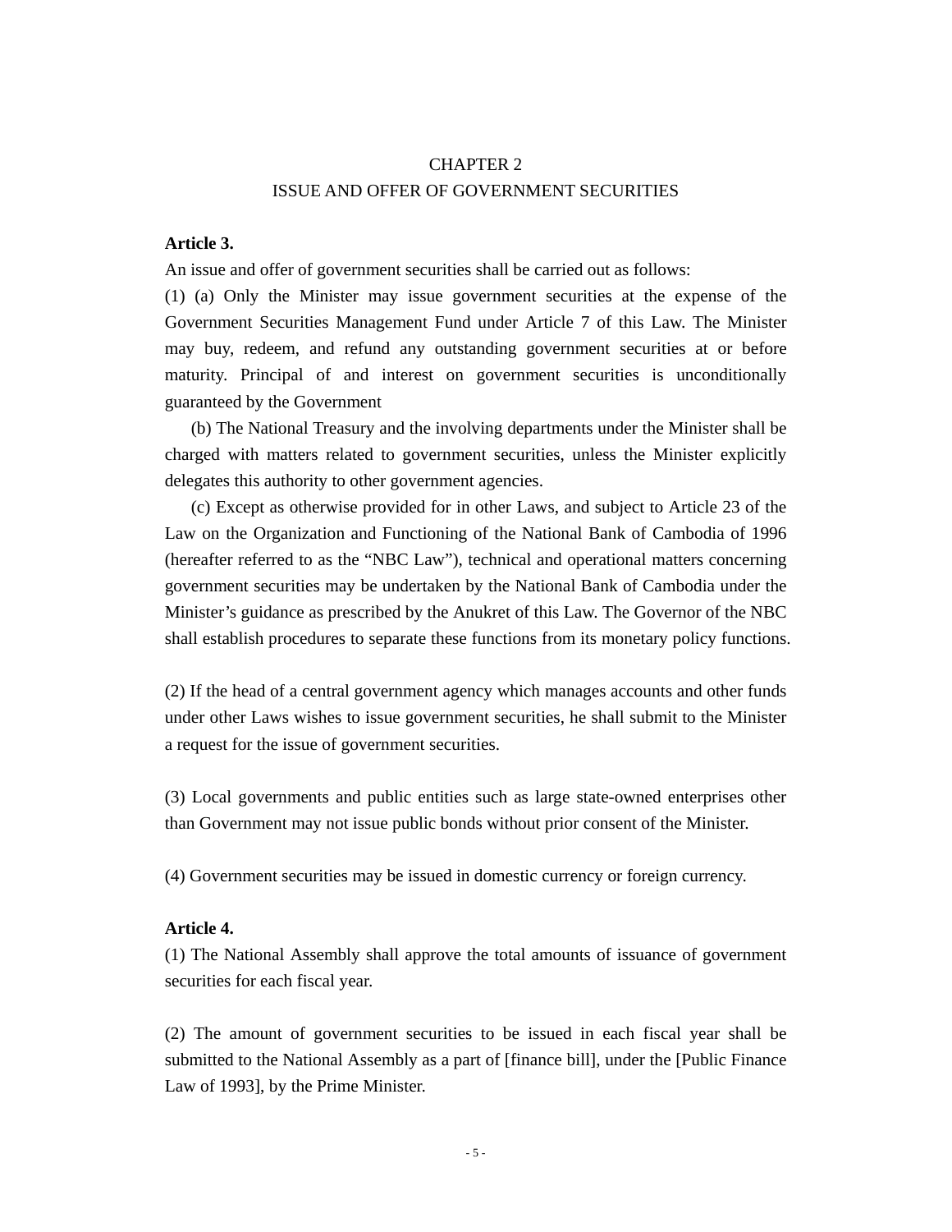## CHAPTER 2
## ISSUE AND OFFER OF GOVERNMENT SECURITIES

**Article 3.**

An issue and offer of government securities shall be carried out as follows:

(1) (a) Only the Minister may issue government securities at the expense of the Government Securities Management Fund under Article 7 of this Law. The Minister may buy, redeem, and refund any outstanding government securities at or before maturity. Principal of and interest on government securities is unconditionally guaranteed by the Government

(b) The National Treasury and the involving departments under the Minister shall be charged with matters related to government securities, unless the Minister explicitly delegates this authority to other government agencies.

(c) Except as otherwise provided for in other Laws, and subject to Article 23 of the Law on the Organization and Functioning of the National Bank of Cambodia of 1996 (hereafter referred to as the "NBC Law"), technical and operational matters concerning government securities may be undertaken by the National Bank of Cambodia under the Minister's guidance as prescribed by the Anukret of this Law. The Governor of the NBC shall establish procedures to separate these functions from its monetary policy functions.

(2) If the head of a central government agency which manages accounts and other funds under other Laws wishes to issue government securities, he shall submit to the Minister a request for the issue of government securities.

(3) Local governments and public entities such as large state-owned enterprises other than Government may not issue public bonds without prior consent of the Minister.

(4) Government securities may be issued in domestic currency or foreign currency.

**Article 4.**

(1) The National Assembly shall approve the total amounts of issuance of government securities for each fiscal year.

(2) The amount of government securities to be issued in each fiscal year shall be submitted to the National Assembly as a part of [finance bill], under the [Public Finance Law of 1993], by the Prime Minister.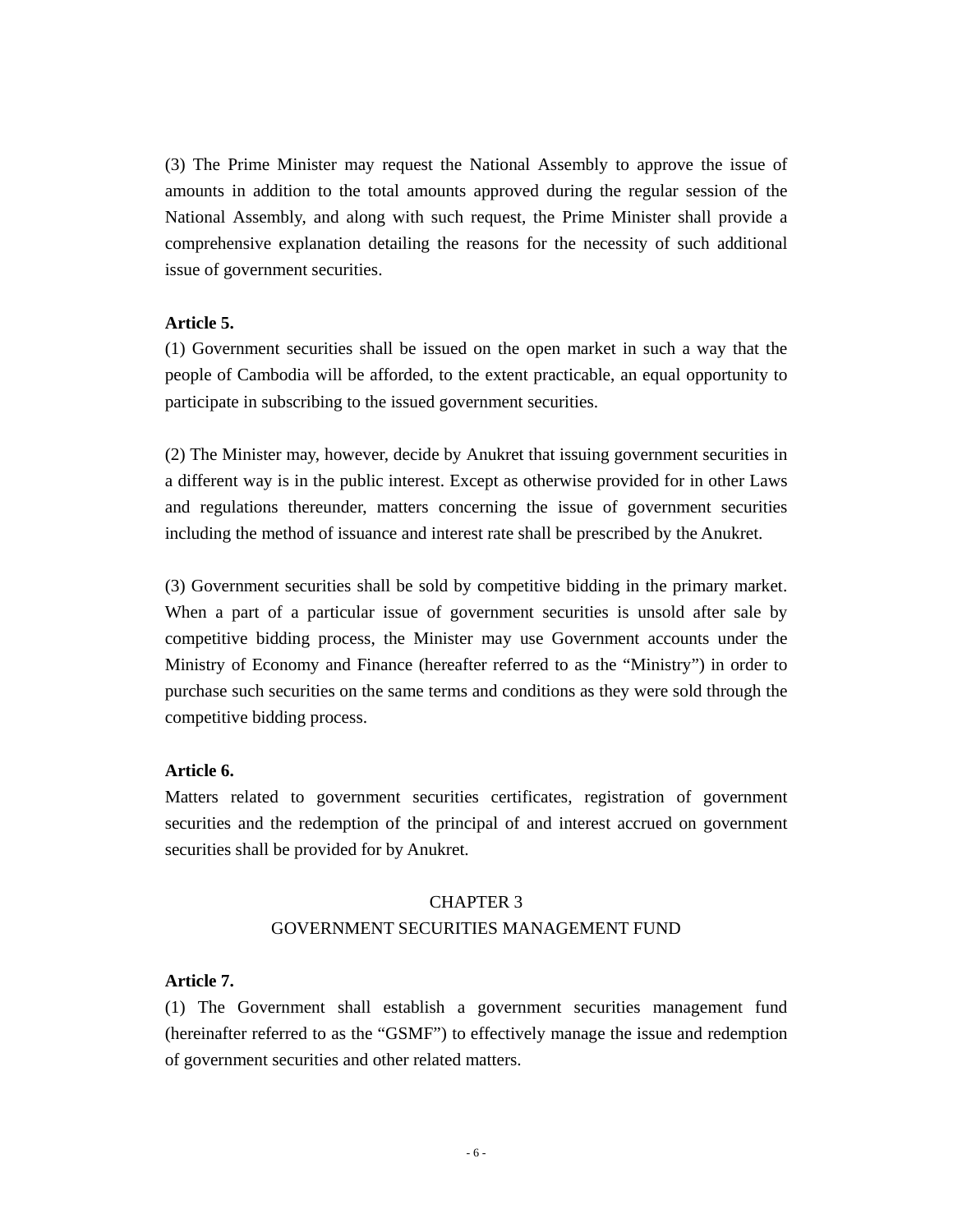(3) The Prime Minister may request the National Assembly to approve the issue of amounts in addition to the total amounts approved during the regular session of the National Assembly, and along with such request, the Prime Minister shall provide a comprehensive explanation detailing the reasons for the necessity of such additional issue of government securities.

**Article 5.**

(1) Government securities shall be issued on the open market in such a way that the people of Cambodia will be afforded, to the extent practicable, an equal opportunity to participate in subscribing to the issued government securities.

(2) The Minister may, however, decide by Anukret that issuing government securities in a different way is in the public interest. Except as otherwise provided for in other Laws and regulations thereunder, matters concerning the issue of government securities including the method of issuance and interest rate shall be prescribed by the Anukret.

(3) Government securities shall be sold by competitive bidding in the primary market. When a part of a particular issue of government securities is unsold after sale by competitive bidding process, the Minister may use Government accounts under the Ministry of Economy and Finance (hereafter referred to as the "Ministry") in order to purchase such securities on the same terms and conditions as they were sold through the competitive bidding process.

**Article 6.**

Matters related to government securities certificates, registration of government securities and the redemption of the principal of and interest accrued on government securities shall be provided for by Anukret.

## CHAPTER 3
## GOVERNMENT SECURITIES MANAGEMENT FUND

**Article 7.**

(1) The Government shall establish a government securities management fund (hereinafter referred to as the "GSMF") to effectively manage the issue and redemption of government securities and other related matters.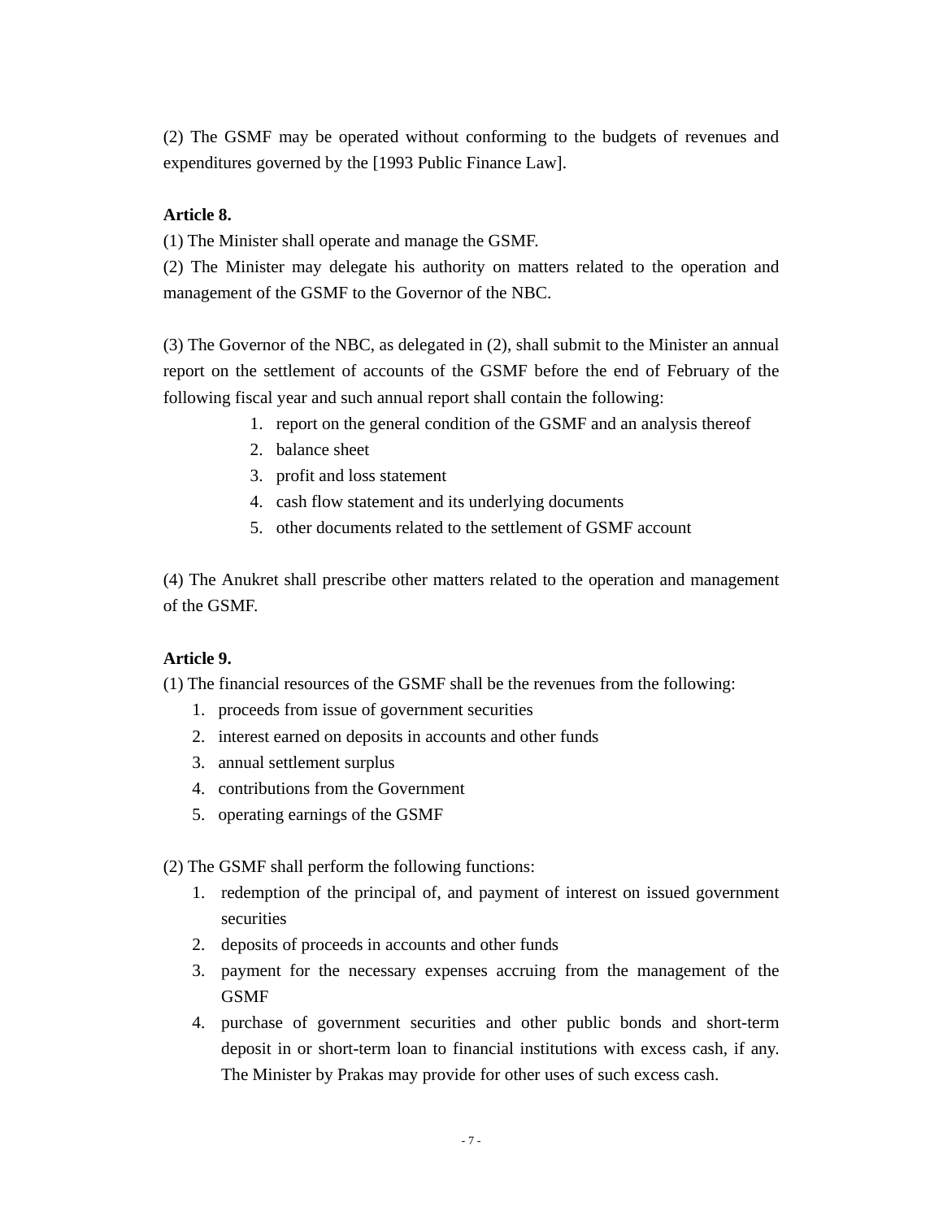(2) The GSMF may be operated without conforming to the budgets of revenues and expenditures governed by the [1993 Public Finance Law].

**Article 8.**

(1) The Minister shall operate and manage the GSMF.

(2) The Minister may delegate his authority on matters related to the operation and management of the GSMF to the Governor of the NBC.

(3) The Governor of the NBC, as delegated in (2), shall submit to the Minister an annual report on the settlement of accounts of the GSMF before the end of February of the following fiscal year and such annual report shall contain the following:

1. report on the general condition of the GSMF and an analysis thereof
2. balance sheet
3. profit and loss statement
4. cash flow statement and its underlying documents
5. other documents related to the settlement of GSMF account

(4) The Anukret shall prescribe other matters related to the operation and management of the GSMF.

**Article 9.**

(1) The financial resources of the GSMF shall be the revenues from the following:

1. proceeds from issue of government securities
2. interest earned on deposits in accounts and other funds
3. annual settlement surplus
4. contributions from the Government
5. operating earnings of the GSMF

(2) The GSMF shall perform the following functions:

1. redemption of the principal of, and payment of interest on issued government securities
2. deposits of proceeds in accounts and other funds
3. payment for the necessary expenses accruing from the management of the GSMF
4. purchase of government securities and other public bonds and short-term deposit in or short-term loan to financial institutions with excess cash, if any. The Minister by Prakas may provide for other uses of such excess cash.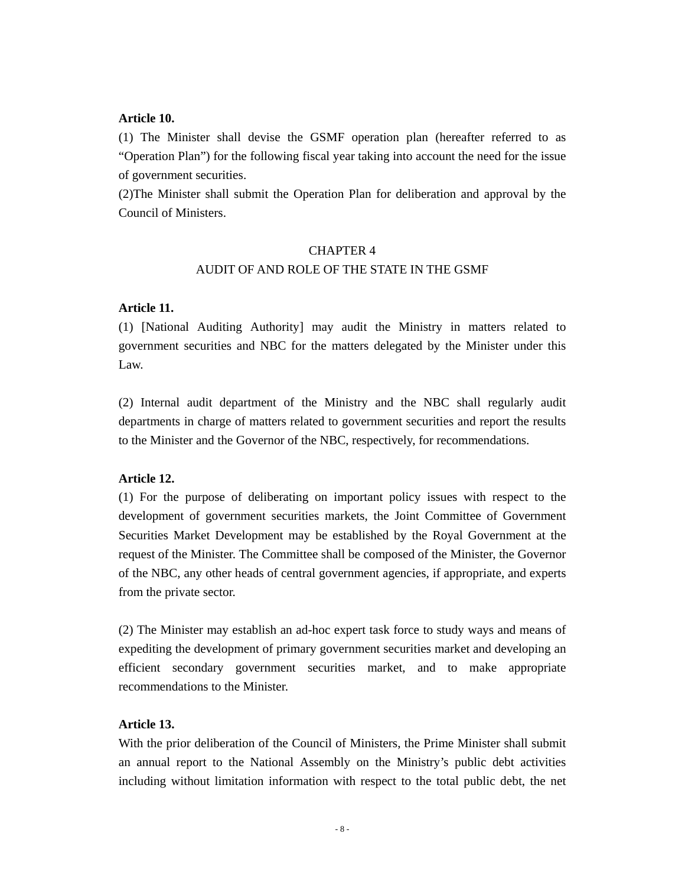**Article 10.**

(1) The Minister shall devise the GSMF operation plan (hereafter referred to as “Operation Plan”) for the following fiscal year taking into account the need for the issue of government securities.

(2)The Minister shall submit the Operation Plan for deliberation and approval by the Council of Ministers.

## CHAPTER 4
## AUDIT OF AND ROLE OF THE STATE IN THE GSMF

**Article 11.**

(1) [National Auditing Authority] may audit the Ministry in matters related to government securities and NBC for the matters delegated by the Minister under this Law.

(2) Internal audit department of the Ministry and the NBC shall regularly audit departments in charge of matters related to government securities and report the results to the Minister and the Governor of the NBC, respectively, for recommendations.

**Article 12.**

(1) For the purpose of deliberating on important policy issues with respect to the development of government securities markets, the Joint Committee of Government Securities Market Development may be established by the Royal Government at the request of the Minister. The Committee shall be composed of the Minister, the Governor of the NBC, any other heads of central government agencies, if appropriate, and experts from the private sector.

(2) The Minister may establish an ad-hoc expert task force to study ways and means of expediting the development of primary government securities market and developing an efficient secondary government securities market, and to make appropriate recommendations to the Minister.

**Article 13.**

With the prior deliberation of the Council of Ministers, the Prime Minister shall submit an annual report to the National Assembly on the Ministry’s public debt activities including without limitation information with respect to the total public debt, the net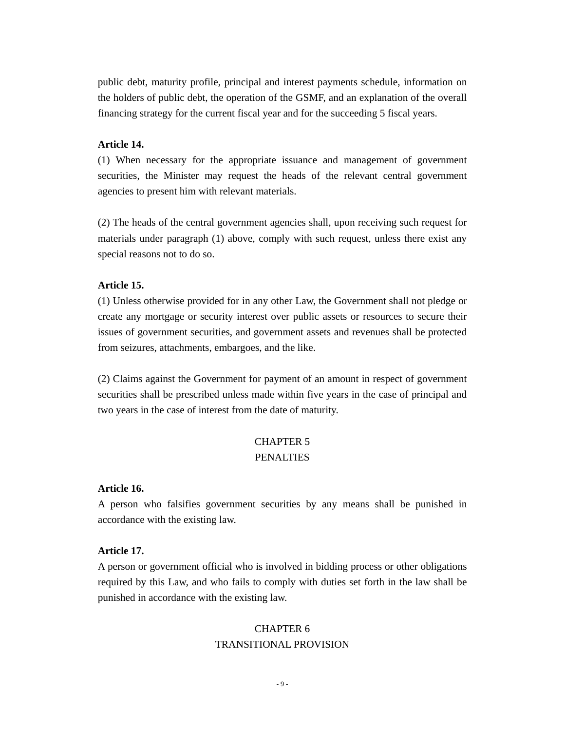public debt, maturity profile, principal and interest payments schedule, information on the holders of public debt, the operation of the GSMF, and an explanation of the overall financing strategy for the current fiscal year and for the succeeding 5 fiscal years.

**Article 14.**

(1) When necessary for the appropriate issuance and management of government securities, the Minister may request the heads of the relevant central government agencies to present him with relevant materials.

(2) The heads of the central government agencies shall, upon receiving such request for materials under paragraph (1) above, comply with such request, unless there exist any special reasons not to do so.

**Article 15.**

(1) Unless otherwise provided for in any other Law, the Government shall not pledge or create any mortgage or security interest over public assets or resources to secure their issues of government securities, and government assets and revenues shall be protected from seizures, attachments, embargoes, and the like.

(2) Claims against the Government for payment of an amount in respect of government securities shall be prescribed unless made within five years in the case of principal and two years in the case of interest from the date of maturity.

## CHAPTER 5
## PENALTIES

**Article 16.**

A person who falsifies government securities by any means shall be punished in accordance with the existing law.

**Article 17.**

A person or government official who is involved in bidding process or other obligations required by this Law, and who fails to comply with duties set forth in the law shall be punished in accordance with the existing law.

## CHAPTER 6
## TRANSITIONAL PROVISION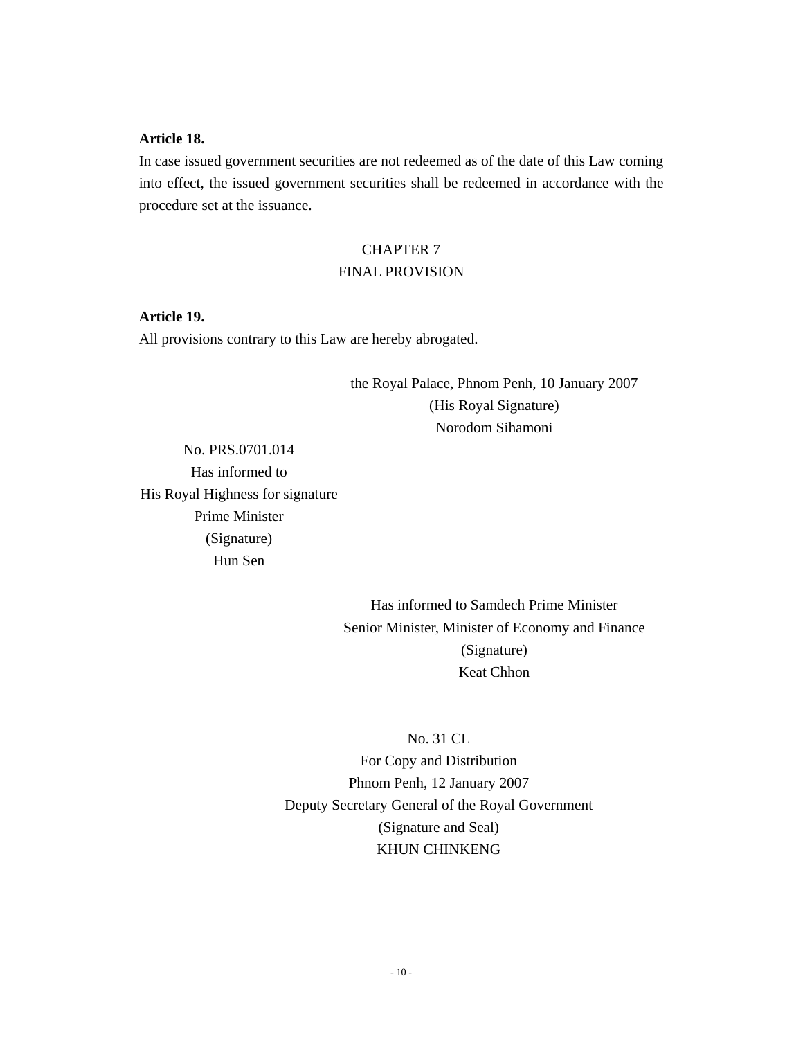**Article 18.**

In case issued government securities are not redeemed as of the date of this Law coming into effect, the issued government securities shall be redeemed in accordance with the procedure set at the issuance.

## CHAPTER 7
## FINAL PROVISION

**Article 19.**

All provisions contrary to this Law are hereby abrogated.

the Royal Palace, Phnom Penh, 10 January 2007
(His Royal Signature)
Norodom Sihamoni

No. PRS.0701.014
Has informed to
His Royal Highness for signature
Prime Minister
(Signature)
Hun Sen

Has informed to Samdech Prime Minister
Senior Minister, Minister of Economy and Finance
(Signature)
Keat Chhon

No. 31 CL
For Copy and Distribution
Phnom Penh, 12 January 2007
Deputy Secretary General of the Royal Government
(Signature and Seal)
KHUN CHINKENG